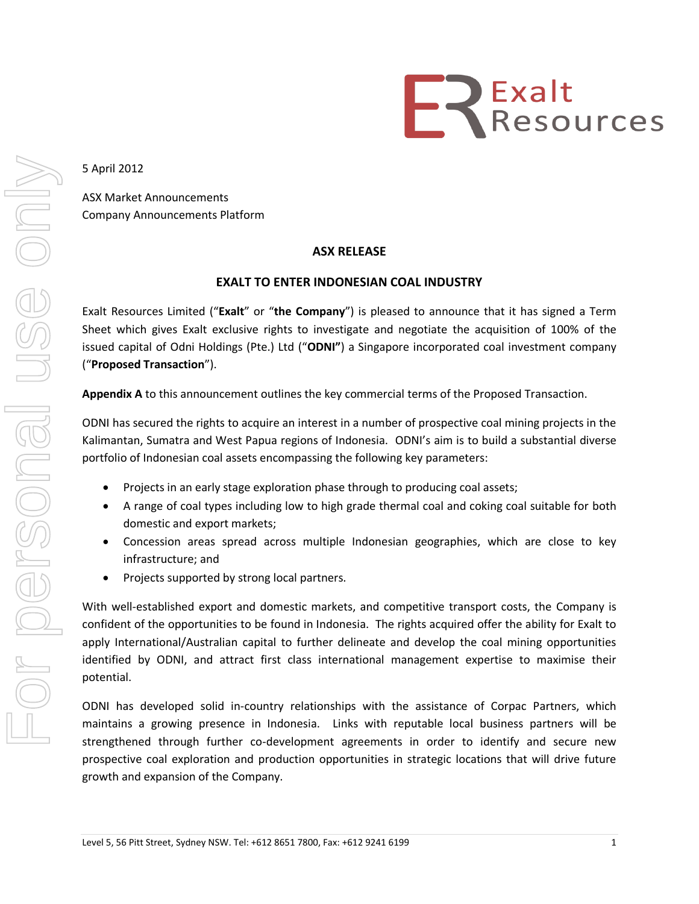5 April 2012

ASX Market Announcements
Company Announcements Platform

## ASX RELEASE

## EXALT TO ENTER INDONESIAN COAL INDUSTRY

Exalt Resources Limited ("**Exalt**" or "**the Company**") is pleased to announce that it has signed a Term Sheet which gives Exalt exclusive rights to investigate and negotiate the acquisition of 100% of the issued capital of Odni Holdings (Pte.) Ltd ("**ODNI**") a Singapore incorporated coal investment company ("**Proposed Transaction**").

**Appendix A** to this announcement outlines the key commercial terms of the Proposed Transaction.

ODNI has secured the rights to acquire an interest in a number of prospective coal mining projects in the Kalimantan, Sumatra and West Papua regions of Indonesia. ODNI's aim is to build a substantial diverse portfolio of Indonesian coal assets encompassing the following key parameters:

- Projects in an early stage exploration phase through to producing coal assets;
- A range of coal types including low to high grade thermal coal and coking coal suitable for both domestic and export markets;
- Concession areas spread across multiple Indonesian geographies, which are close to key infrastructure; and
- Projects supported by strong local partners.

With well-established export and domestic markets, and competitive transport costs, the Company is confident of the opportunities to be found in Indonesia. The rights acquired offer the ability for Exalt to apply International/Australian capital to further delineate and develop the coal mining opportunities identified by ODNI, and attract first class international management expertise to maximise their potential.

ODNI has developed solid in-country relationships with the assistance of Corpac Partners, which maintains a growing presence in Indonesia. Links with reputable local business partners will be strengthened through further co-development agreements in order to identify and secure new prospective coal exploration and production opportunities in strategic locations that will drive future growth and expansion of the Company.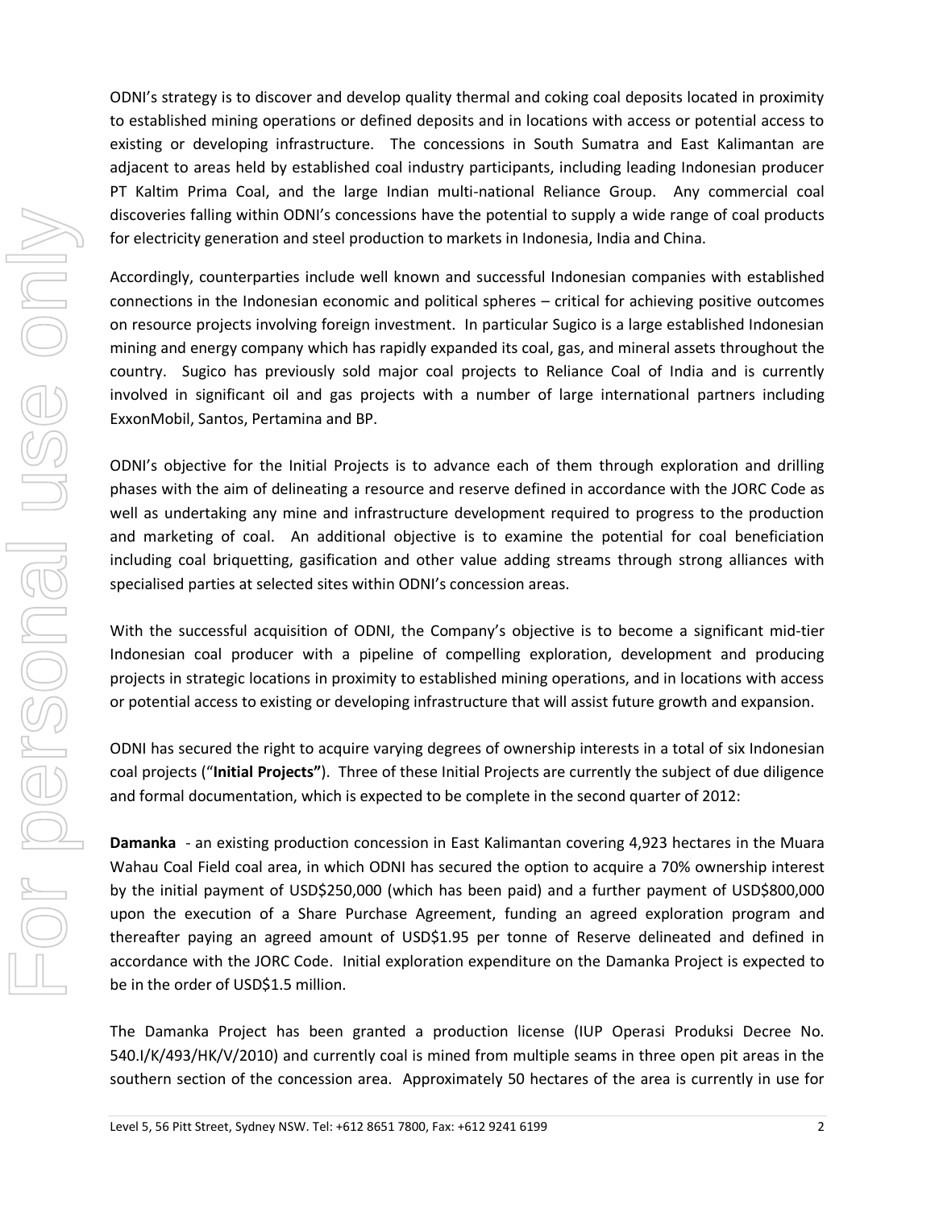ODNI's strategy is to discover and develop quality thermal and coking coal deposits located in proximity to established mining operations or defined deposits and in locations with access or potential access to existing or developing infrastructure. The concessions in South Sumatra and East Kalimantan are adjacent to areas held by established coal industry participants, including leading Indonesian producer PT Kaltim Prima Coal, and the large Indian multi-national Reliance Group. Any commercial coal discoveries falling within ODNI's concessions have the potential to supply a wide range of coal products for electricity generation and steel production to markets in Indonesia, India and China.

Accordingly, counterparties include well known and successful Indonesian companies with established connections in the Indonesian economic and political spheres – critical for achieving positive outcomes on resource projects involving foreign investment. In particular Sugico is a large established Indonesian mining and energy company which has rapidly expanded its coal, gas, and mineral assets throughout the country. Sugico has previously sold major coal projects to Reliance Coal of India and is currently involved in significant oil and gas projects with a number of large international partners including ExxonMobil, Santos, Pertamina and BP.

ODNI's objective for the Initial Projects is to advance each of them through exploration and drilling phases with the aim of delineating a resource and reserve defined in accordance with the JORC Code as well as undertaking any mine and infrastructure development required to progress to the production and marketing of coal. An additional objective is to examine the potential for coal beneficiation including coal briquetting, gasification and other value adding streams through strong alliances with specialised parties at selected sites within ODNI's concession areas.

With the successful acquisition of ODNI, the Company's objective is to become a significant mid-tier Indonesian coal producer with a pipeline of compelling exploration, development and producing projects in strategic locations in proximity to established mining operations, and in locations with access or potential access to existing or developing infrastructure that will assist future growth and expansion.

ODNI has secured the right to acquire varying degrees of ownership interests in a total of six Indonesian coal projects ("**Initial Projects"**). Three of these Initial Projects are currently the subject of due diligence and formal documentation, which is expected to be complete in the second quarter of 2012:

**Damanka** - an existing production concession in East Kalimantan covering 4,923 hectares in the Muara Wahau Coal Field coal area, in which ODNI has secured the option to acquire a 70% ownership interest by the initial payment of USD$250,000 (which has been paid) and a further payment of USD$800,000 upon the execution of a Share Purchase Agreement, funding an agreed exploration program and thereafter paying an agreed amount of USD$1.95 per tonne of Reserve delineated and defined in accordance with the JORC Code. Initial exploration expenditure on the Damanka Project is expected to be in the order of USD$1.5 million.

The Damanka Project has been granted a production license (IUP Operasi Produksi Decree No. 540.I/K/493/HK/V/2010) and currently coal is mined from multiple seams in three open pit areas in the southern section of the concession area. Approximately 50 hectares of the area is currently in use for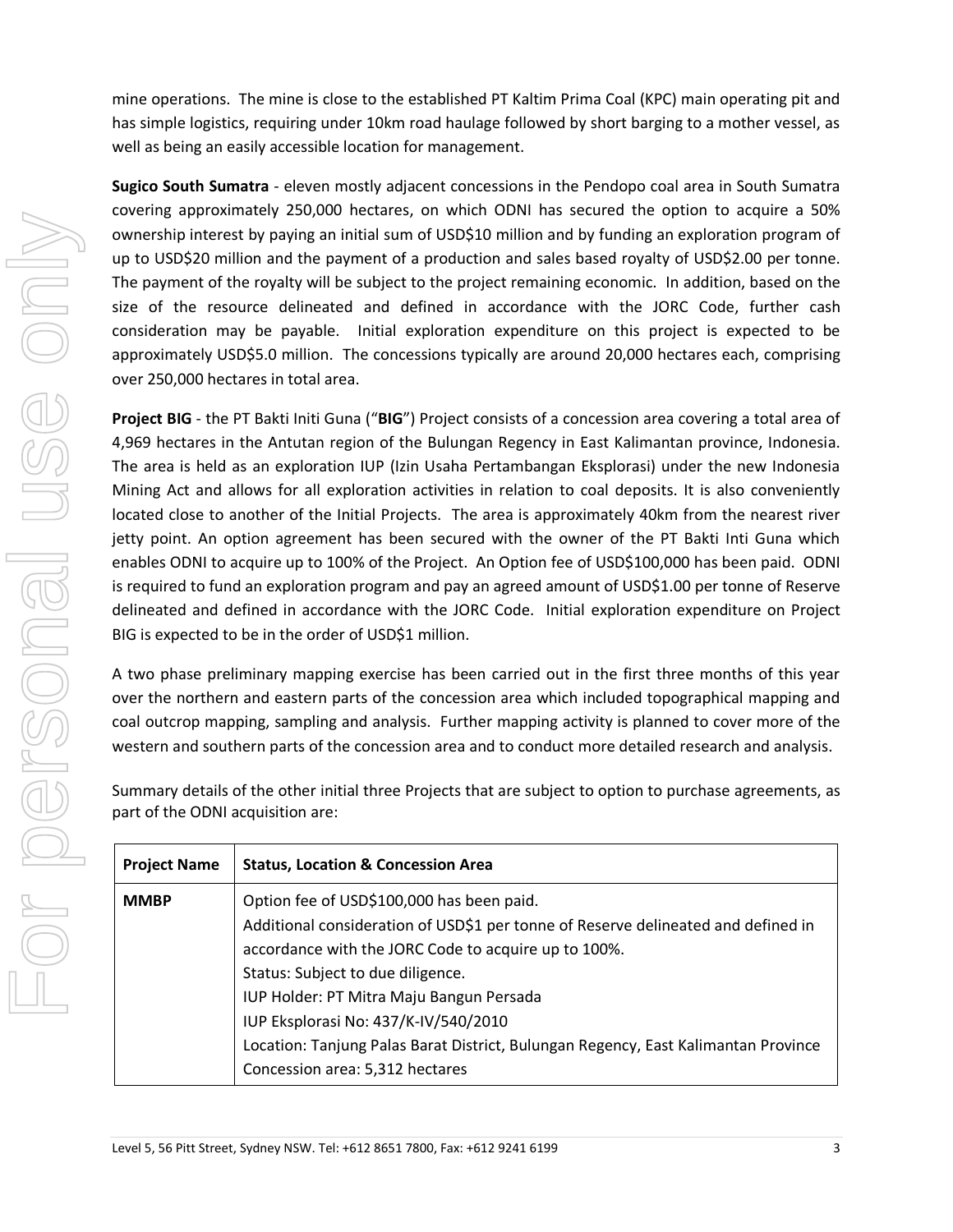mine operations. The mine is close to the established PT Kaltim Prima Coal (KPC) main operating pit and has simple logistics, requiring under 10km road haulage followed by short barging to a mother vessel, as well as being an easily accessible location for management.

**Sugico South Sumatra** - eleven mostly adjacent concessions in the Pendopo coal area in South Sumatra covering approximately 250,000 hectares, on which ODNI has secured the option to acquire a 50% ownership interest by paying an initial sum of USD$10 million and by funding an exploration program of up to USD$20 million and the payment of a production and sales based royalty of USD$2.00 per tonne. The payment of the royalty will be subject to the project remaining economic. In addition, based on the size of the resource delineated and defined in accordance with the JORC Code, further cash consideration may be payable. Initial exploration expenditure on this project is expected to be approximately USD$5.0 million. The concessions typically are around 20,000 hectares each, comprising over 250,000 hectares in total area.

**Project BIG** - the PT Bakti Initi Guna ("**BIG**") Project consists of a concession area covering a total area of 4,969 hectares in the Antutan region of the Bulungan Regency in East Kalimantan province, Indonesia. The area is held as an exploration IUP (Izin Usaha Pertambangan Eksplorasi) under the new Indonesia Mining Act and allows for all exploration activities in relation to coal deposits. It is also conveniently located close to another of the Initial Projects. The area is approximately 40km from the nearest river jetty point. An option agreement has been secured with the owner of the PT Bakti Inti Guna which enables ODNI to acquire up to 100% of the Project. An Option fee of USD$100,000 has been paid. ODNI is required to fund an exploration program and pay an agreed amount of USD$1.00 per tonne of Reserve delineated and defined in accordance with the JORC Code. Initial exploration expenditure on Project BIG is expected to be in the order of USD$1 million.

A two phase preliminary mapping exercise has been carried out in the first three months of this year over the northern and eastern parts of the concession area which included topographical mapping and coal outcrop mapping, sampling and analysis. Further mapping activity is planned to cover more of the western and southern parts of the concession area and to conduct more detailed research and analysis.

Summary details of the other initial three Projects that are subject to option to purchase agreements, as part of the ODNI acquisition are:

| **Project Name** | **Status, Location & Concession Area** |
|---|---|
| **MMBP** | Option fee of USD$100,000 has been paid.<br>Additional consideration of USD$1 per tonne of Reserve delineated and defined in accordance with the JORC Code to acquire up to 100%.<br>Status: Subject to due diligence.<br>IUP Holder: PT Mitra Maju Bangun Persada<br>IUP Eksplorasi No: 437/K-IV/540/2010<br>Location: Tanjung Palas Barat District, Bulungan Regency, East Kalimantan Province<br>Concession area: 5,312 hectares |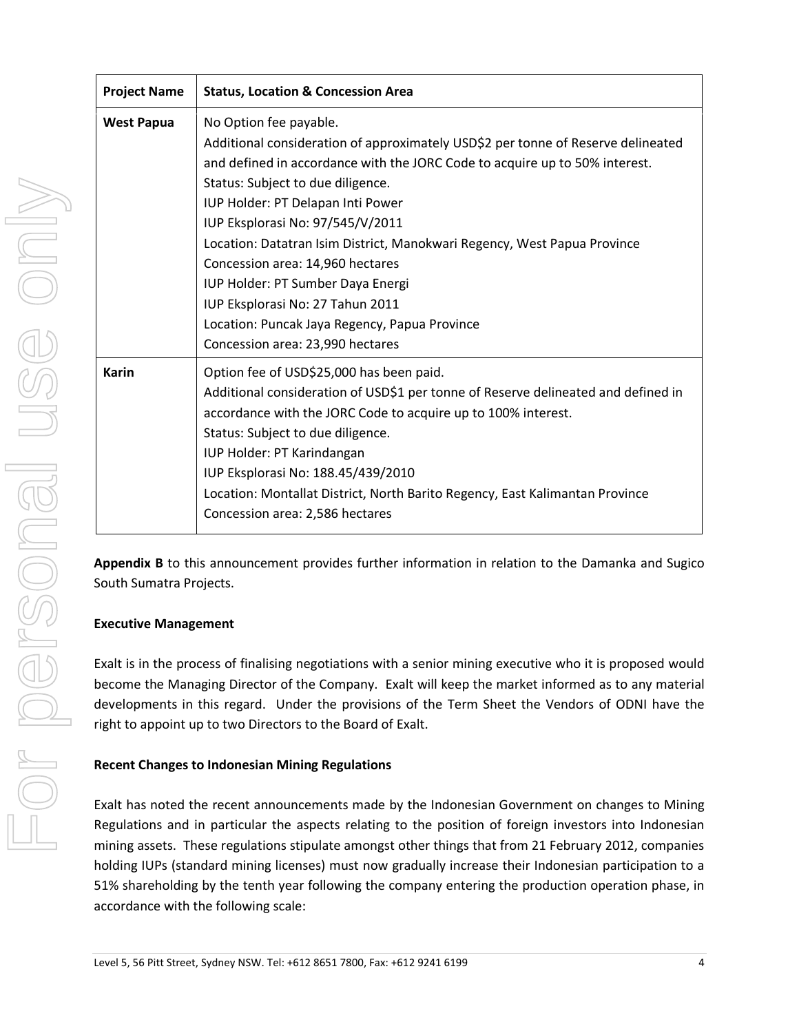| Project Name | Status, Location & Concession Area |
|---|---|
| **West Papua** | No Option fee payable.<br>Additional consideration of approximately USD$2 per tonne of Reserve delineated and defined in accordance with the JORC Code to acquire up to 50% interest.<br>Status: Subject to due diligence.<br>IUP Holder: PT Delapan Inti Power<br>IUP Eksplorasi No: 97/545/V/2011<br>Location: Datatran Isim District, Manokwari Regency, West Papua Province<br>Concession area: 14,960 hectares<br>IUP Holder: PT Sumber Daya Energi<br>IUP Eksplorasi No: 27 Tahun 2011<br>Location: Puncak Jaya Regency, Papua Province<br>Concession area: 23,990 hectares |
| **Karin** | Option fee of USD$25,000 has been paid.<br>Additional consideration of USD$1 per tonne of Reserve delineated and defined in accordance with the JORC Code to acquire up to 100% interest.<br>Status: Subject to due diligence.<br>IUP Holder: PT Karindangan<br>IUP Eksplorasi No: 188.45/439/2010<br>Location: Montallat District, North Barito Regency, East Kalimantan Province<br>Concession area: 2,586 hectares |

**Appendix B** to this announcement provides further information in relation to the Damanka and Sugico South Sumatra Projects.

**Executive Management**

Exalt is in the process of finalising negotiations with a senior mining executive who it is proposed would become the Managing Director of the Company. Exalt will keep the market informed as to any material developments in this regard. Under the provisions of the Term Sheet the Vendors of ODNI have the right to appoint up to two Directors to the Board of Exalt.

**Recent Changes to Indonesian Mining Regulations**

Exalt has noted the recent announcements made by the Indonesian Government on changes to Mining Regulations and in particular the aspects relating to the position of foreign investors into Indonesian mining assets. These regulations stipulate amongst other things that from 21 February 2012, companies holding IUPs (standard mining licenses) must now gradually increase their Indonesian participation to a 51% shareholding by the tenth year following the company entering the production operation phase, in accordance with the following scale: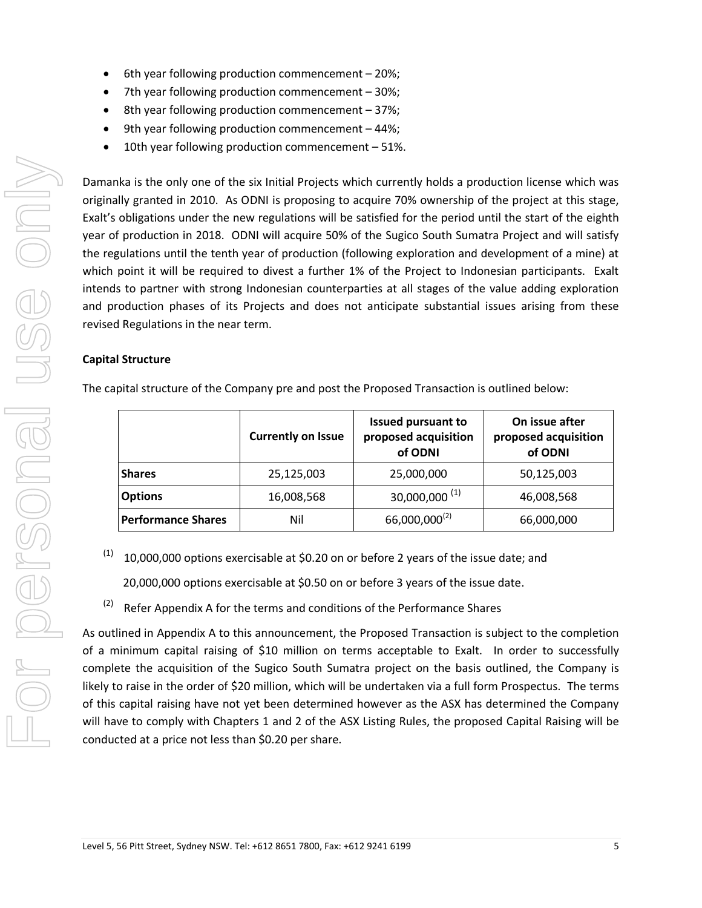- 6th year following production commencement – 20%;
- 7th year following production commencement – 30%;
- 8th year following production commencement – 37%;
- 9th year following production commencement – 44%;
- 10th year following production commencement – 51%.

Damanka is the only one of the six Initial Projects which currently holds a production license which was originally granted in 2010. As ODNI is proposing to acquire 70% ownership of the project at this stage, Exalt's obligations under the new regulations will be satisfied for the period until the start of the eighth year of production in 2018. ODNI will acquire 50% of the Sugico South Sumatra Project and will satisfy the regulations until the tenth year of production (following exploration and development of a mine) at which point it will be required to divest a further 1% of the Project to Indonesian participants. Exalt intends to partner with strong Indonesian counterparties at all stages of the value adding exploration and production phases of its Projects and does not anticipate substantial issues arising from these revised Regulations in the near term.

**Capital Structure**

The capital structure of the Company pre and post the Proposed Transaction is outlined below:

| | Currently on Issue | Issued pursuant to proposed acquisition of ODNI | On issue after proposed acquisition of ODNI |
|---|---|---|---|
| **Shares** | 25,125,003 | 25,000,000 | 50,125,003 |
| **Options** | 16,008,568 | 30,000,000 [(1)] | 46,008,568 |
| **Performance Shares** | Nil | 66,000,000[(2)] | 66,000,000 |

[(1)] 10,000,000 options exercisable at $0.20 on or before 2 years of the issue date; and

20,000,000 options exercisable at $0.50 on or before 3 years of the issue date.

[(2)] Refer Appendix A for the terms and conditions of the Performance Shares

As outlined in Appendix A to this announcement, the Proposed Transaction is subject to the completion of a minimum capital raising of $10 million on terms acceptable to Exalt. In order to successfully complete the acquisition of the Sugico South Sumatra project on the basis outlined, the Company is likely to raise in the order of $20 million, which will be undertaken via a full form Prospectus. The terms of this capital raising have not yet been determined however as the ASX has determined the Company will have to comply with Chapters 1 and 2 of the ASX Listing Rules, the proposed Capital Raising will be conducted at a price not less than $0.20 per share.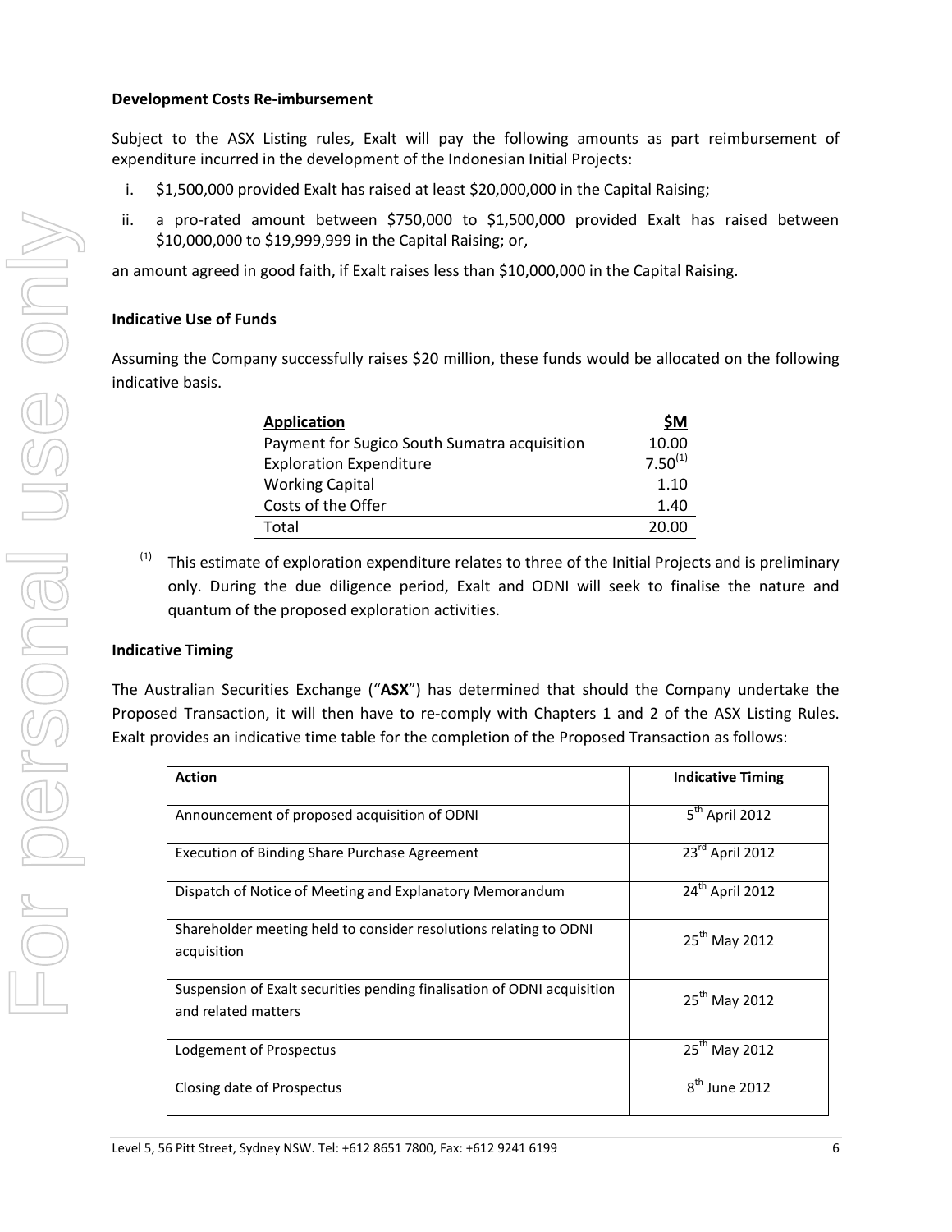**Development Costs Re-imbursement**

Subject to the ASX Listing rules, Exalt will pay the following amounts as part reimbursement of expenditure incurred in the development of the Indonesian Initial Projects:

i. $1,500,000 provided Exalt has raised at least $20,000,000 in the Capital Raising;

ii. a pro-rated amount between $750,000 to $1,500,000 provided Exalt has raised between $10,000,000 to $19,999,999 in the Capital Raising; or,

an amount agreed in good faith, if Exalt raises less than $10,000,000 in the Capital Raising.

**Indicative Use of Funds**

Assuming the Company successfully raises $20 million, these funds would be allocated on the following indicative basis.

| Application | $M |
|---|---|
| Payment for Sugico South Sumatra acquisition | 10.00 |
| Exploration Expenditure | 7.50[(1)] |
| Working Capital | 1.10 |
| Costs of the Offer | 1.40 |
| Total | 20.00 |

(1) This estimate of exploration expenditure relates to three of the Initial Projects and is preliminary only. During the due diligence period, Exalt and ODNI will seek to finalise the nature and quantum of the proposed exploration activities.

**Indicative Timing**

The Australian Securities Exchange ("**ASX**") has determined that should the Company undertake the Proposed Transaction, it will then have to re-comply with Chapters 1 and 2 of the ASX Listing Rules. Exalt provides an indicative time table for the completion of the Proposed Transaction as follows:

| Action | Indicative Timing |
|---|---|
| Announcement of proposed acquisition of ODNI | 5th April 2012 |
| Execution of Binding Share Purchase Agreement | 23rd April 2012 |
| Dispatch of Notice of Meeting and Explanatory Memorandum | 24th April 2012 |
| Shareholder meeting held to consider resolutions relating to ODNI acquisition | 25th May 2012 |
| Suspension of Exalt securities pending finalisation of ODNI acquisition and related matters | 25th May 2012 |
| Lodgement of Prospectus | 25th May 2012 |
| Closing date of Prospectus | 8th June 2012 |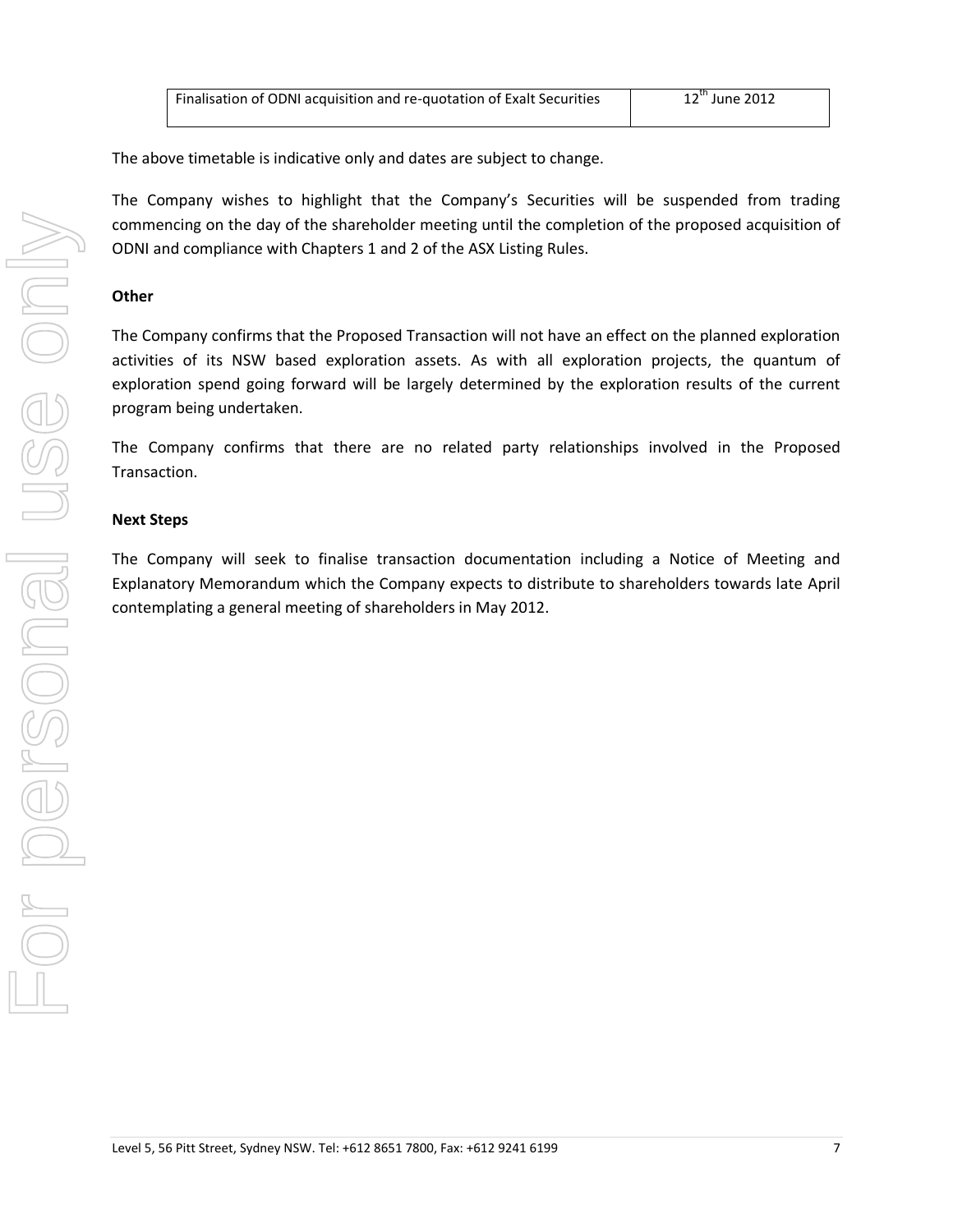| Finalisation of ODNI acquisition and re-quotation of Exalt Securities | 12th June 2012 |
| --- | --- |

The above timetable is indicative only and dates are subject to change.

The Company wishes to highlight that the Company's Securities will be suspended from trading commencing on the day of the shareholder meeting until the completion of the proposed acquisition of ODNI and compliance with Chapters 1 and 2 of the ASX Listing Rules.

**Other**

The Company confirms that the Proposed Transaction will not have an effect on the planned exploration activities of its NSW based exploration assets. As with all exploration projects, the quantum of exploration spend going forward will be largely determined by the exploration results of the current program being undertaken.

The Company confirms that there are no related party relationships involved in the Proposed Transaction.

**Next Steps**

The Company will seek to finalise transaction documentation including a Notice of Meeting and Explanatory Memorandum which the Company expects to distribute to shareholders towards late April contemplating a general meeting of shareholders in May 2012.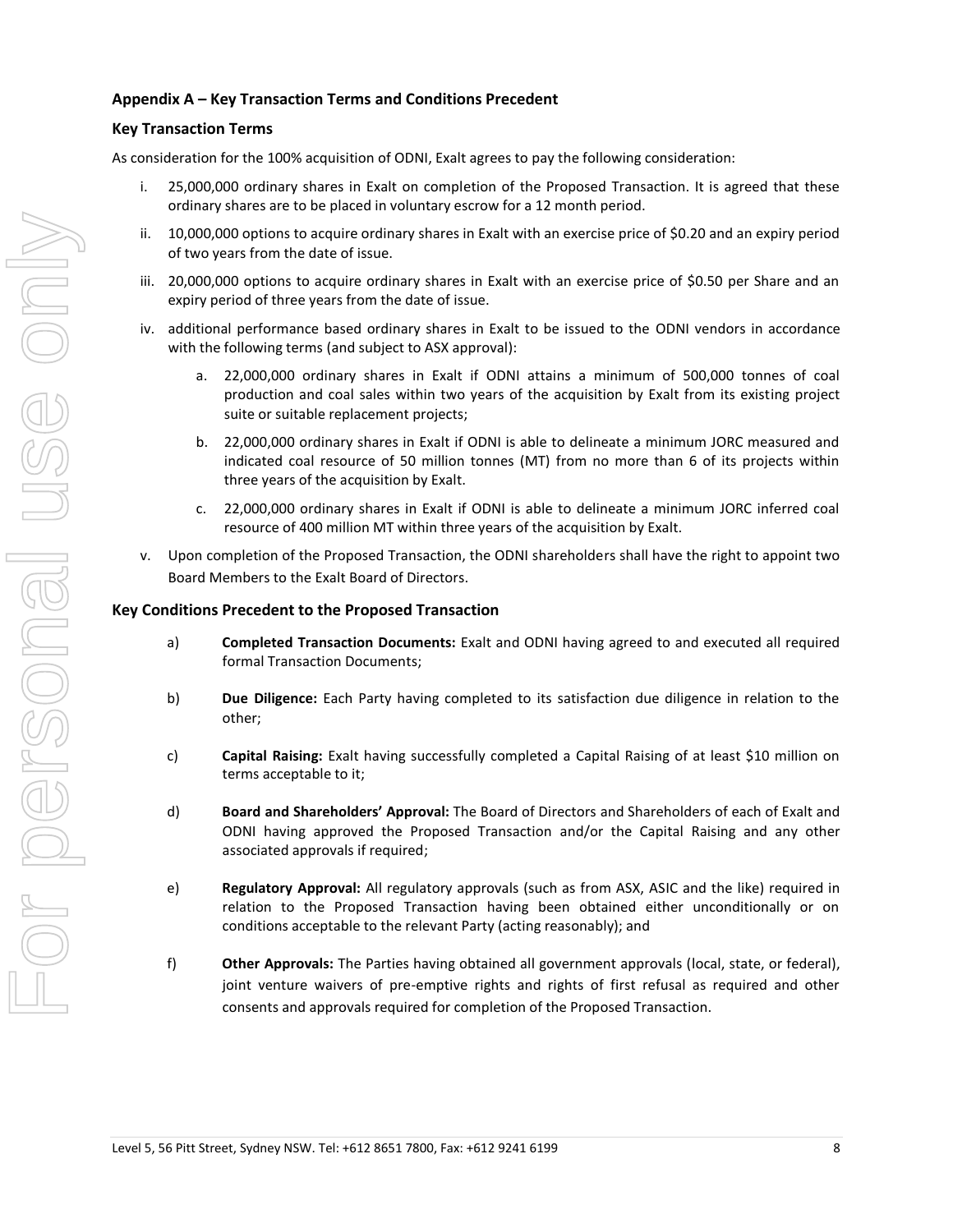## Appendix A – Key Transaction Terms and Conditions Precedent

### Key Transaction Terms

As consideration for the 100% acquisition of ODNI, Exalt agrees to pay the following consideration:

i. 25,000,000 ordinary shares in Exalt on completion of the Proposed Transaction. It is agreed that these ordinary shares are to be placed in voluntary escrow for a 12 month period.

ii. 10,000,000 options to acquire ordinary shares in Exalt with an exercise price of $0.20 and an expiry period of two years from the date of issue.

iii. 20,000,000 options to acquire ordinary shares in Exalt with an exercise price of $0.50 per Share and an expiry period of three years from the date of issue.

iv. additional performance based ordinary shares in Exalt to be issued to the ODNI vendors in accordance with the following terms (and subject to ASX approval):

   a. 22,000,000 ordinary shares in Exalt if ODNI attains a minimum of 500,000 tonnes of coal production and coal sales within two years of the acquisition by Exalt from its existing project suite or suitable replacement projects;

   b. 22,000,000 ordinary shares in Exalt if ODNI is able to delineate a minimum JORC measured and indicated coal resource of 50 million tonnes (MT) from no more than 6 of its projects within three years of the acquisition by Exalt.

   c. 22,000,000 ordinary shares in Exalt if ODNI is able to delineate a minimum JORC inferred coal resource of 400 million MT within three years of the acquisition by Exalt.

v. Upon completion of the Proposed Transaction, the ODNI shareholders shall have the right to appoint two Board Members to the Exalt Board of Directors.

### Key Conditions Precedent to the Proposed Transaction

a) **Completed Transaction Documents:** Exalt and ODNI having agreed to and executed all required formal Transaction Documents;

b) **Due Diligence:** Each Party having completed to its satisfaction due diligence in relation to the other;

c) **Capital Raising:** Exalt having successfully completed a Capital Raising of at least $10 million on terms acceptable to it;

d) **Board and Shareholders' Approval:** The Board of Directors and Shareholders of each of Exalt and ODNI having approved the Proposed Transaction and/or the Capital Raising and any other associated approvals if required;

e) **Regulatory Approval:** All regulatory approvals (such as from ASX, ASIC and the like) required in relation to the Proposed Transaction having been obtained either unconditionally or on conditions acceptable to the relevant Party (acting reasonably); and

f) **Other Approvals:** The Parties having obtained all government approvals (local, state, or federal), joint venture waivers of pre-emptive rights and rights of first refusal as required and other consents and approvals required for completion of the Proposed Transaction.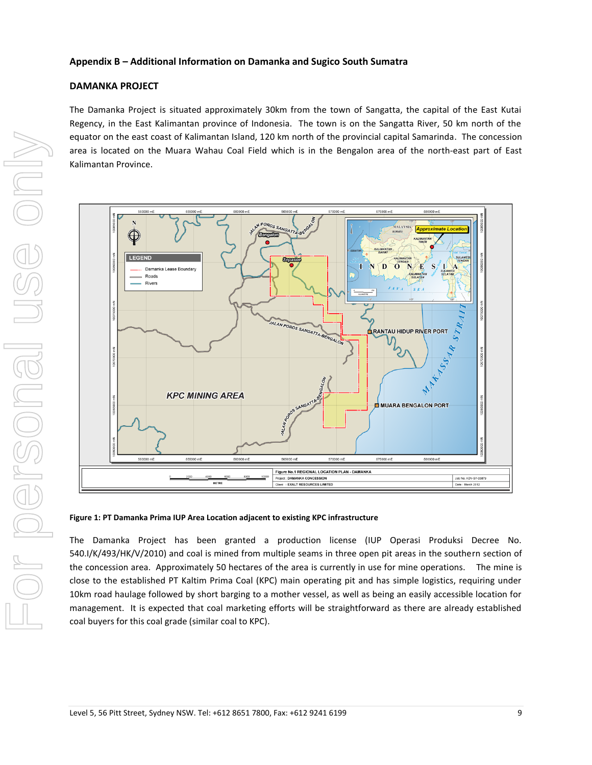## Appendix B – Additional Information on Damanka and Sugico South Sumatra

### DAMANKA PROJECT

The Damanka Project is situated approximately 30km from the town of Sangatta, the capital of the East Kutai Regency, in the East Kalimantan province of Indonesia. The town is on the Sangatta River, 50 km north of the equator on the east coast of Kalimantan Island, 120 km north of the provincial capital Samarinda. The concession area is located on the Muara Wahau Coal Field which is in the Bengalon area of the north-east part of East Kalimantan Province.

**Figure 1: PT Damanka Prima IUP Area Location adjacent to existing KPC infrastructure**

The Damanka Project has been granted a production license (IUP Operasi Produksi Decree No. 540.I/K/493/HK/V/2010) and coal is mined from multiple seams in three open pit areas in the southern section of the concession area. Approximately 50 hectares of the area is currently in use for mine operations. The mine is close to the established PT Kaltim Prima Coal (KPC) main operating pit and has simple logistics, requiring under 10km road haulage followed by short barging to a mother vessel, as well as being an easily accessible location for management. It is expected that coal marketing efforts will be straightforward as there are already established coal buyers for this coal grade (similar coal to KPC).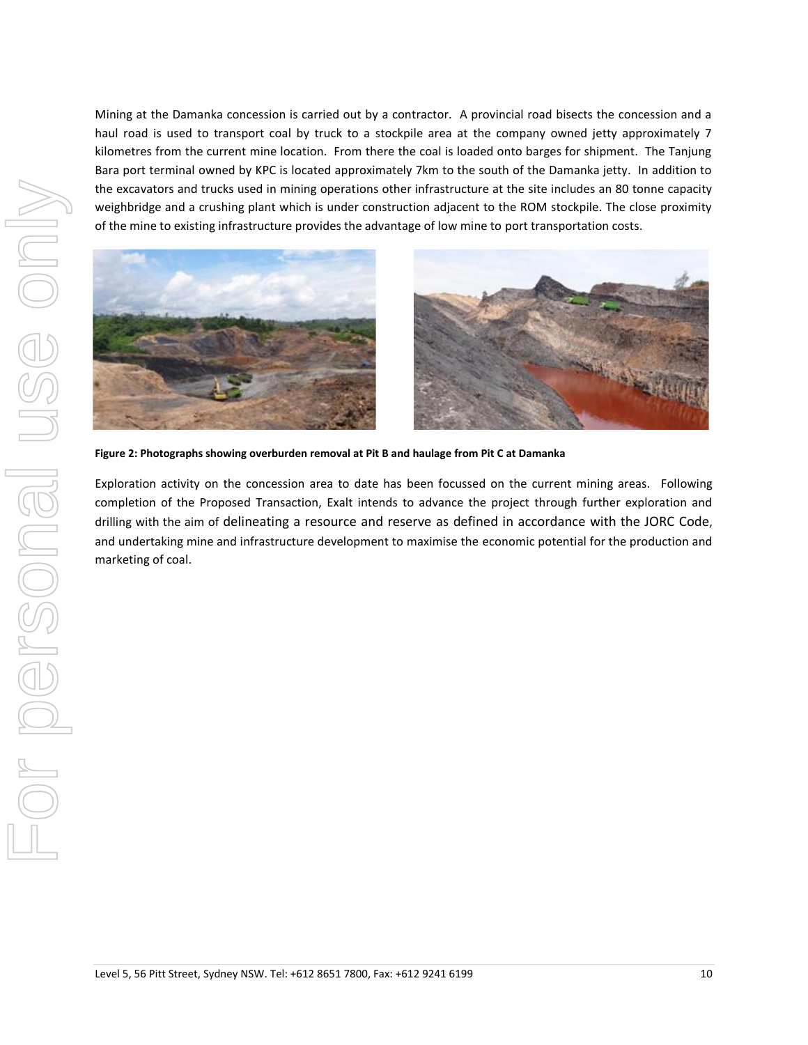Mining at the Damanka concession is carried out by a contractor. A provincial road bisects the concession and a haul road is used to transport coal by truck to a stockpile area at the company owned jetty approximately 7 kilometres from the current mine location. From there the coal is loaded onto barges for shipment. The Tanjung Bara port terminal owned by KPC is located approximately 7km to the south of the Damanka jetty. In addition to the excavators and trucks used in mining operations other infrastructure at the site includes an 80 tonne capacity weighbridge and a crushing plant which is under construction adjacent to the ROM stockpile. The close proximity of the mine to existing infrastructure provides the advantage of low mine to port transportation costs.

**Figure 2: Photographs showing overburden removal at Pit B and haulage from Pit C at Damanka**

Exploration activity on the concession area to date has been focussed on the current mining areas. Following completion of the Proposed Transaction, Exalt intends to advance the project through further exploration and drilling with the aim of delineating a resource and reserve as defined in accordance with the JORC Code, and undertaking mine and infrastructure development to maximise the economic potential for the production and marketing of coal.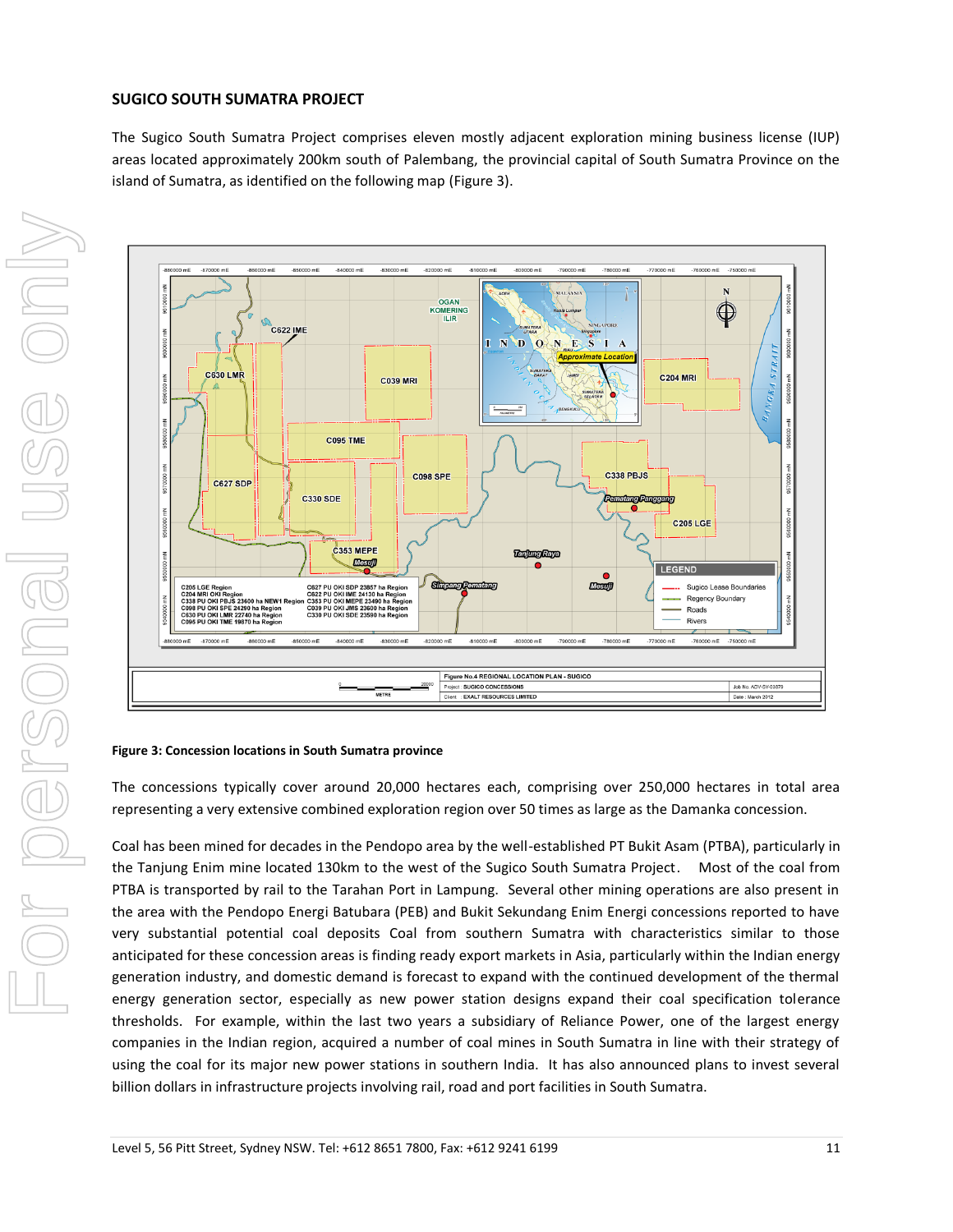## SUGICO SOUTH SUMATRA PROJECT

The Sugico South Sumatra Project comprises eleven mostly adjacent exploration mining business license (IUP) areas located approximately 200km south of Palembang, the provincial capital of South Sumatra Province on the island of Sumatra, as identified on the following map (Figure 3).

**Figure 3: Concession locations in South Sumatra province**

The concessions typically cover around 20,000 hectares each, comprising over 250,000 hectares in total area representing a very extensive combined exploration region over 50 times as large as the Damanka concession.

Coal has been mined for decades in the Pendopo area by the well-established PT Bukit Asam (PTBA), particularly in the Tanjung Enim mine located 130km to the west of the Sugico South Sumatra Project. Most of the coal from PTBA is transported by rail to the Tarahan Port in Lampung. Several other mining operations are also present in the area with the Pendopo Energi Batubara (PEB) and Bukit Sekundang Enim Energi concessions reported to have very substantial potential coal deposits Coal from southern Sumatra with characteristics similar to those anticipated for these concession areas is finding ready export markets in Asia, particularly within the Indian energy generation industry, and domestic demand is forecast to expand with the continued development of the thermal energy generation sector, especially as new power station designs expand their coal specification tolerance thresholds. For example, within the last two years a subsidiary of Reliance Power, one of the largest energy companies in the Indian region, acquired a number of coal mines in South Sumatra in line with their strategy of using the coal for its major new power stations in southern India. It has also announced plans to invest several billion dollars in infrastructure projects involving rail, road and port facilities in South Sumatra.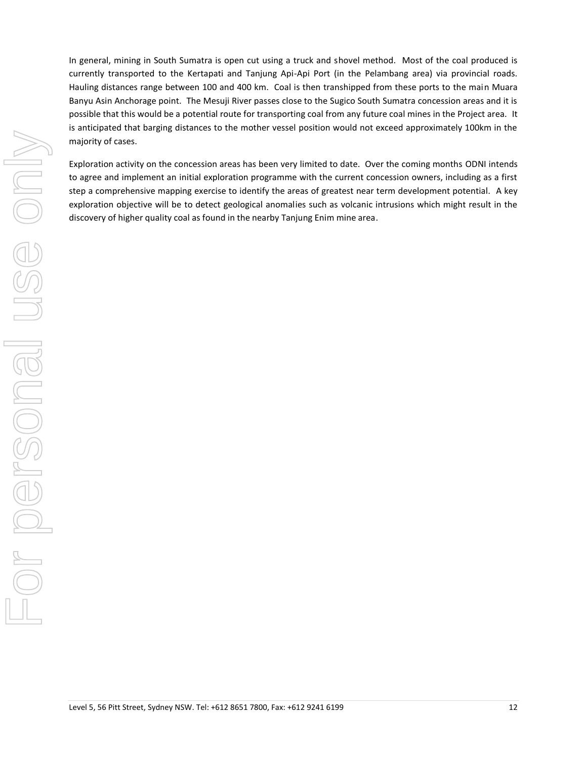In general, mining in South Sumatra is open cut using a truck and shovel method. Most of the coal produced is currently transported to the Kertapati and Tanjung Api-Api Port (in the Pelambang area) via provincial roads. Hauling distances range between 100 and 400 km. Coal is then transhipped from these ports to the main Muara Banyu Asin Anchorage point. The Mesuji River passes close to the Sugico South Sumatra concession areas and it is possible that this would be a potential route for transporting coal from any future coal mines in the Project area. It is anticipated that barging distances to the mother vessel position would not exceed approximately 100km in the majority of cases.

Exploration activity on the concession areas has been very limited to date. Over the coming months ODNI intends to agree and implement an initial exploration programme with the current concession owners, including as a first step a comprehensive mapping exercise to identify the areas of greatest near term development potential. A key exploration objective will be to detect geological anomalies such as volcanic intrusions which might result in the discovery of higher quality coal as found in the nearby Tanjung Enim mine area.